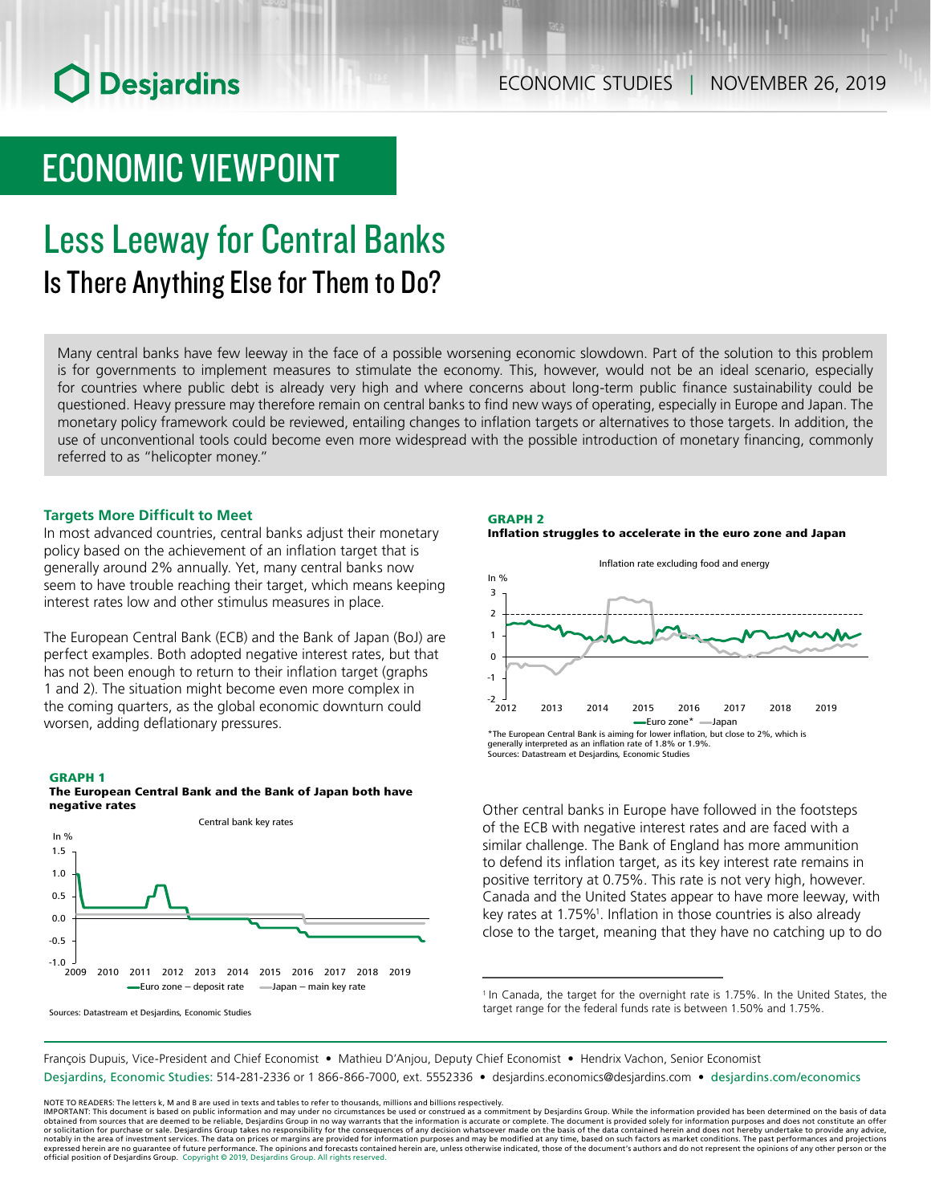# ECONOMIC VIEWPOINT

# Less Leeway for Central Banks

## Is There Anything Else for Them to Do?

Many central banks have few leeway in the face of a possible worsening economic slowdown. Part of the solution to this problem is for governments to implement measures to stimulate the economy. This, however, would not be an ideal scenario, especially for countries where public debt is already very high and where concerns about long-term public finance sustainability could be questioned. Heavy pressure may therefore remain on central banks to find new ways of operating, especially in Europe and Japan. The monetary policy framework could be reviewed, entailing changes to inflation targets or alternatives to those targets. In addition, the use of unconventional tools could become even more widespread with the possible introduction of monetary financing, commonly referred to as "helicopter money."

### Targets More Difficult to Meet

In most advanced countries, central banks adjust their monetary policy based on the achievement of an inflation target that is generally around 2% annually. Yet, many central banks now seem to have trouble reaching their target, which means keeping interest rates low and other stimulus measures in place.

The European Central Bank (ECB) and the Bank of Japan (BoJ) are perfect examples. Both adopted negative interest rates, but that has not been enough to return to their inflation target (graphs 1 and 2). The situation might become even more complex in the coming quarters, as the global economic downturn could worsen, adding deflationary pressures.

**GRAPH 1**
**The European Central Bank and the Bank of Japan both have negative rates**

Sources: Datastream et Desjardins, Economic Studies

**GRAPH 2**
**Inflation struggles to accelerate in the euro zone and Japan**

*The European Central Bank is aiming for lower inflation, but close to 2%, which is generally interpreted as an inflation rate of 1.8% or 1.9%.
Sources: Datastream et Desjardins, Economic Studies

Other central banks in Europe have followed in the footsteps of the ECB with negative interest rates and are faced with a similar challenge. The Bank of England has more ammunition to defend its inflation target, as its key interest rate remains in positive territory at 0.75%. This rate is not very high, however. Canada and the United States appear to have more leeway, with key rates at 1.75%[1]. Inflation in those countries is also already close to the target, meaning that they have no catching up to do

[1] In Canada, the target for the overnight rate is 1.75%. In the United States, the target range for the federal funds rate is between 1.50% and 1.75%.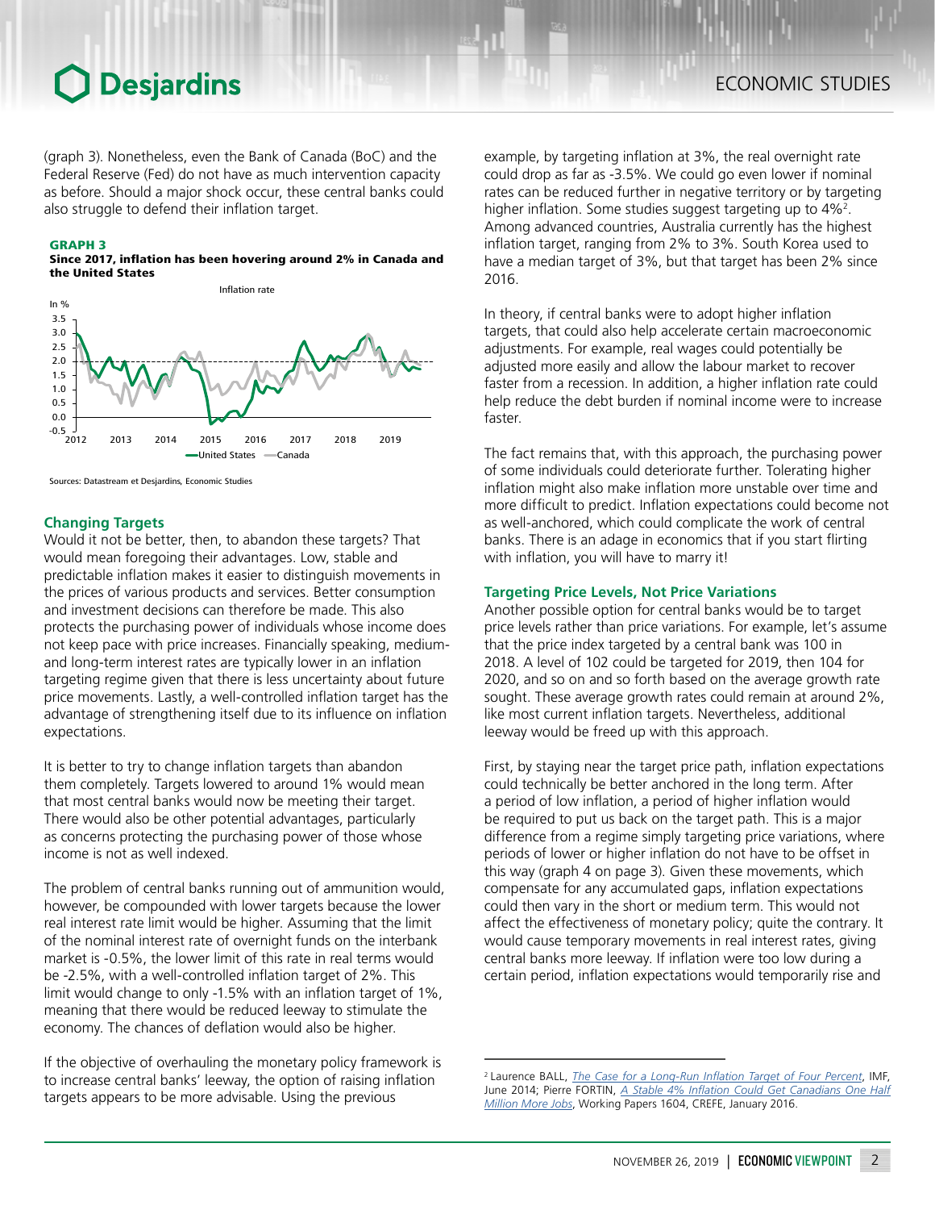(graph 3). Nonetheless, even the Bank of Canada (BoC) and the Federal Reserve (Fed) do not have as much intervention capacity as before. Should a major shock occur, these central banks could also struggle to defend their inflation target.

**GRAPH 3**
**Since 2017, inflation has been hovering around 2% in Canada and the United States**

Sources: Datastream et Desjardins, Economic Studies

### Changing Targets

Would it not be better, then, to abandon these targets? That would mean foregoing their advantages. Low, stable and predictable inflation makes it easier to distinguish movements in the prices of various products and services. Better consumption and investment decisions can therefore be made. This also protects the purchasing power of individuals whose income does not keep pace with price increases. Financially speaking, medium- and long-term interest rates are typically lower in an inflation targeting regime given that there is less uncertainty about future price movements. Lastly, a well-controlled inflation target has the advantage of strengthening itself due to its influence on inflation expectations.

It is better to try to change inflation targets than abandon them completely. Targets lowered to around 1% would mean that most central banks would now be meeting their target. There would also be other potential advantages, particularly as concerns protecting the purchasing power of those whose income is not as well indexed.

The problem of central banks running out of ammunition would, however, be compounded with lower targets because the lower real interest rate limit would be higher. Assuming that the limit of the nominal interest rate of overnight funds on the interbank market is -0.5%, the lower limit of this rate in real terms would be -2.5%, with a well-controlled inflation target of 2%. This limit would change to only -1.5% with an inflation target of 1%, meaning that there would be reduced leeway to stimulate the economy. The chances of deflation would also be higher.

If the objective of overhauling the monetary policy framework is to increase central banks' leeway, the option of raising inflation targets appears to be more advisable. Using the previous example, by targeting inflation at 3%, the real overnight rate could drop as far as -3.5%. We could go even lower if nominal rates can be reduced further in negative territory or by targeting higher inflation. Some studies suggest targeting up to 4%[2]. Among advanced countries, Australia currently has the highest inflation target, ranging from 2% to 3%. South Korea used to have a median target of 3%, but that target has been 2% since 2016.

In theory, if central banks were to adopt higher inflation targets, that could also help accelerate certain macroeconomic adjustments. For example, real wages could potentially be adjusted more easily and allow the labour market to recover faster from a recession. In addition, a higher inflation rate could help reduce the debt burden if nominal income were to increase faster.

The fact remains that, with this approach, the purchasing power of some individuals could deteriorate further. Tolerating higher inflation might also make inflation more unstable over time and more difficult to predict. Inflation expectations could become not as well-anchored, which could complicate the work of central banks. There is an adage in economics that if you start flirting with inflation, you will have to marry it!

### Targeting Price Levels, Not Price Variations

Another possible option for central banks would be to target price levels rather than price variations. For example, let's assume that the price index targeted by a central bank was 100 in 2018. A level of 102 could be targeted for 2019, then 104 for 2020, and so on and so forth based on the average growth rate sought. These average growth rates could remain at around 2%, like most current inflation targets. Nevertheless, additional leeway would be freed up with this approach.

First, by staying near the target price path, inflation expectations could technically be better anchored in the long term. After a period of low inflation, a period of higher inflation would be required to put us back on the target path. This is a major difference from a regime simply targeting price variations, where periods of lower or higher inflation do not have to be offset in this way (graph 4 on page 3). Given these movements, which compensate for any accumulated gaps, inflation expectations could then vary in the short or medium term. This would not affect the effectiveness of monetary policy; quite the contrary. It would cause temporary movements in real interest rates, giving central banks more leeway. If inflation were too low during a certain period, inflation expectations would temporarily rise and

---

[2] Laurence BALL, *The Case for a Long-Run Inflation Target of Four Percent*, IMF, June 2014; Pierre FORTIN, *A Stable 4% Inflation Could Get Canadians One Half Million More Jobs*, Working Papers 1604, CREFE, January 2016.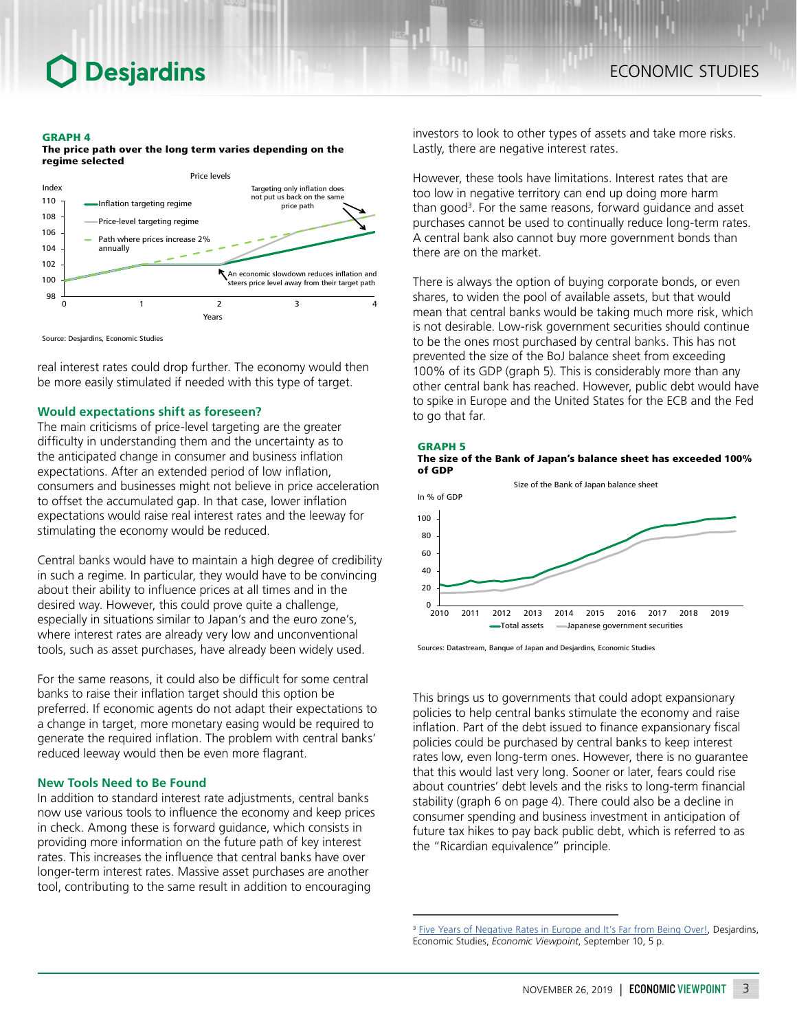**GRAPH 4**
**The price path over the long term varies depending on the regime selected**

Source: Desjardins, Economic Studies

real interest rates could drop further. The economy would then be more easily stimulated if needed with this type of target.

## Would expectations shift as foreseen?

The main criticisms of price-level targeting are the greater difficulty in understanding them and the uncertainty as to the anticipated change in consumer and business inflation expectations. After an extended period of low inflation, consumers and businesses might not believe in price acceleration to offset the accumulated gap. In that case, lower inflation expectations would raise real interest rates and the leeway for stimulating the economy would be reduced.

Central banks would have to maintain a high degree of credibility in such a regime. In particular, they would have to be convincing about their ability to influence prices at all times and in the desired way. However, this could prove quite a challenge, especially in situations similar to Japan's and the euro zone's, where interest rates are already very low and unconventional tools, such as asset purchases, have already been widely used.

For the same reasons, it could also be difficult for some central banks to raise their inflation target should this option be preferred. If economic agents do not adapt their expectations to a change in target, more monetary easing would be required to generate the required inflation. The problem with central banks' reduced leeway would then be even more flagrant.

## New Tools Need to Be Found

In addition to standard interest rate adjustments, central banks now use various tools to influence the economy and keep prices in check. Among these is forward guidance, which consists in providing more information on the future path of key interest rates. This increases the influence that central banks have over longer-term interest rates. Massive asset purchases are another tool, contributing to the same result in addition to encouraging investors to look to other types of assets and take more risks. Lastly, there are negative interest rates.

However, these tools have limitations. Interest rates that are too low in negative territory can end up doing more harm than good[3]. For the same reasons, forward guidance and asset purchases cannot be used to continually reduce long-term rates. A central bank also cannot buy more government bonds than there are on the market.

There is always the option of buying corporate bonds, or even shares, to widen the pool of available assets, but that would mean that central banks would be taking much more risk, which is not desirable. Low-risk government securities should continue to be the ones most purchased by central banks. This has not prevented the size of the BoJ balance sheet from exceeding 100% of its GDP (graph 5). This is considerably more than any other central bank has reached. However, public debt would have to spike in Europe and the United States for the ECB and the Fed to go that far.

**GRAPH 5**
**The size of the Bank of Japan's balance sheet has exceeded 100% of GDP**

Sources: Datastream, Banque of Japan and Desjardins, Economic Studies

This brings us to governments that could adopt expansionary policies to help central banks stimulate the economy and raise inflation. Part of the debt issued to finance expansionary fiscal policies could be purchased by central banks to keep interest rates low, even long-term ones. However, there is no guarantee that this would last very long. Sooner or later, fears could rise about countries' debt levels and the risks to long-term financial stability (graph 6 on page 4). There could also be a decline in consumer spending and business investment in anticipation of future tax hikes to pay back public debt, which is referred to as the "Ricardian equivalence" principle.

---

[3] Five Years of Negative Rates in Europe and It's Far from Being Over!, Desjardins, Economic Studies, *Economic Viewpoint*, September 10, 5 p.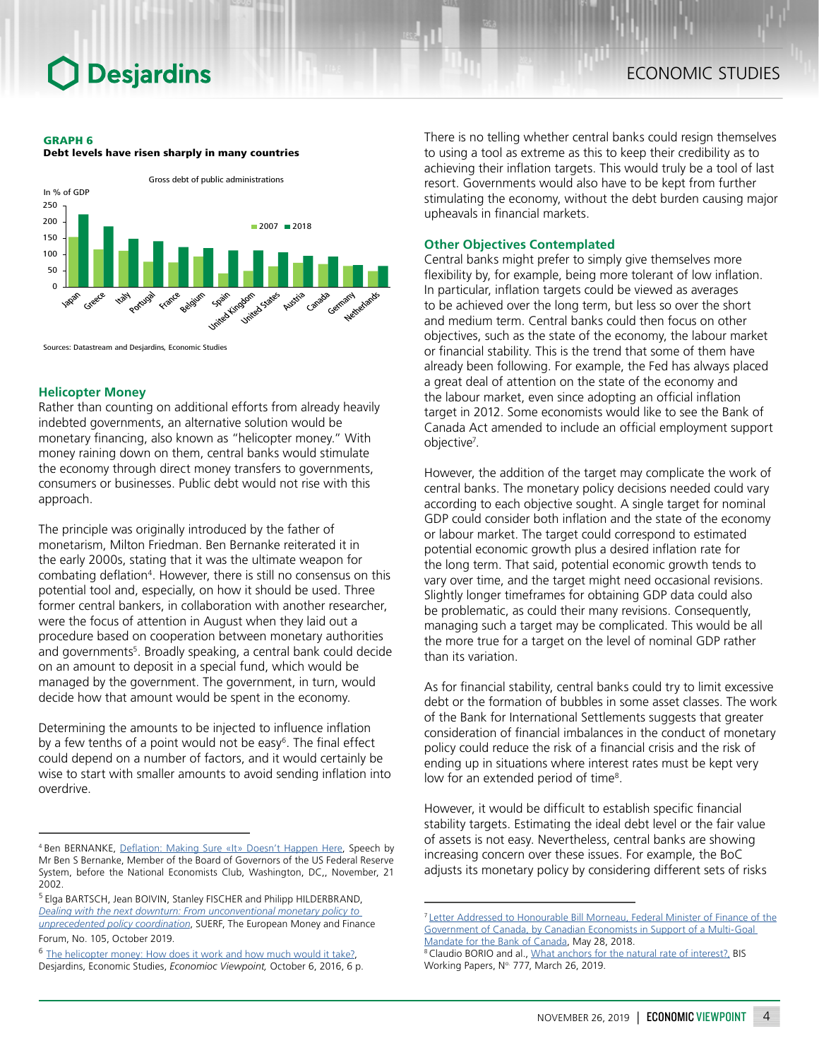**GRAPH 6**
**Debt levels have risen sharply in many countries**

Gross debt of public administrations

In % of GDP

Sources: Datastream and Desjardins, Economic Studies

## Helicopter Money

Rather than counting on additional efforts from already heavily indebted governments, an alternative solution would be monetary financing, also known as "helicopter money." With money raining down on them, central banks would stimulate the economy through direct money transfers to governments, consumers or businesses. Public debt would not rise with this approach.

The principle was originally introduced by the father of monetarism, Milton Friedman. Ben Bernanke reiterated it in the early 2000s, stating that it was the ultimate weapon for combating deflation[4]. However, there is still no consensus on this potential tool and, especially, on how it should be used. Three former central bankers, in collaboration with another researcher, were the focus of attention in August when they laid out a procedure based on cooperation between monetary authorities and governments[5]. Broadly speaking, a central bank could decide on an amount to deposit in a special fund, which would be managed by the government. The government, in turn, would decide how that amount would be spent in the economy.

Determining the amounts to be injected to influence inflation by a few tenths of a point would not be easy[6]. The final effect could depend on a number of factors, and it would certainly be wise to start with smaller amounts to avoid sending inflation into overdrive.

There is no telling whether central banks could resign themselves to using a tool as extreme as this to keep their credibility as to achieving their inflation targets. This would truly be a tool of last resort. Governments would also have to be kept from further stimulating the economy, without the debt burden causing major upheavals in financial markets.

## Other Objectives Contemplated

Central banks might prefer to simply give themselves more flexibility by, for example, being more tolerant of low inflation. In particular, inflation targets could be viewed as averages to be achieved over the long term, but less so over the short and medium term. Central banks could then focus on other objectives, such as the state of the economy, the labour market or financial stability. This is the trend that some of them have already been following. For example, the Fed has always placed a great deal of attention on the state of the economy and the labour market, even since adopting an official inflation target in 2012. Some economists would like to see the Bank of Canada Act amended to include an official employment support objective[7].

However, the addition of the target may complicate the work of central banks. The monetary policy decisions needed could vary according to each objective sought. A single target for nominal GDP could consider both inflation and the state of the economy or labour market. The target could correspond to estimated potential economic growth plus a desired inflation rate for the long term. That said, potential economic growth tends to vary over time, and the target might need occasional revisions. Slightly longer timeframes for obtaining GDP data could also be problematic, as could their many revisions. Consequently, managing such a target may be complicated. This would be all the more true for a target on the level of nominal GDP rather than its variation.

As for financial stability, central banks could try to limit excessive debt or the formation of bubbles in some asset classes. The work of the Bank for International Settlements suggests that greater consideration of financial imbalances in the conduct of monetary policy could reduce the risk of a financial crisis and the risk of ending up in situations where interest rates must be kept very low for an extended period of time[8].

However, it would be difficult to establish specific financial stability targets. Estimating the ideal debt level or the fair value of assets is not easy. Nevertheless, central banks are showing increasing concern over these issues. For example, the BoC adjusts its monetary policy by considering different sets of risks

---

[4] Ben BERNANKE, Deflation: Making Sure «It» Doesn't Happen Here, Speech by Mr Ben S Bernanke, Member of the Board of Governors of the US Federal Reserve System, before the National Economists Club, Washington, DC,, November, 21 2002.

[5] Elga BARTSCH, Jean BOIVIN, Stanley FISCHER and Philipp HILDERBRAND, *Dealing with the next downturn: From unconventional monetary policy to unprecedented policy coordination*, SUERF, The European Money and Finance Forum, No. 105, October 2019.

[6] The helicopter money: How does it work and how much would it take?, Desjardins, Economic Studies, *Economioc Viewpoint,* October 6, 2016, 6 p.

[7] Letter Addressed to Honourable Bill Morneau, Federal Minister of Finance of the Government of Canada, by Canadian Economists in Support of a Multi-Goal Mandate for the Bank of Canada, May 28, 2018.

[8] Claudio BORIO and al., What anchors for the natural rate of interest?, BIS Working Papers, No. 777, March 26, 2019.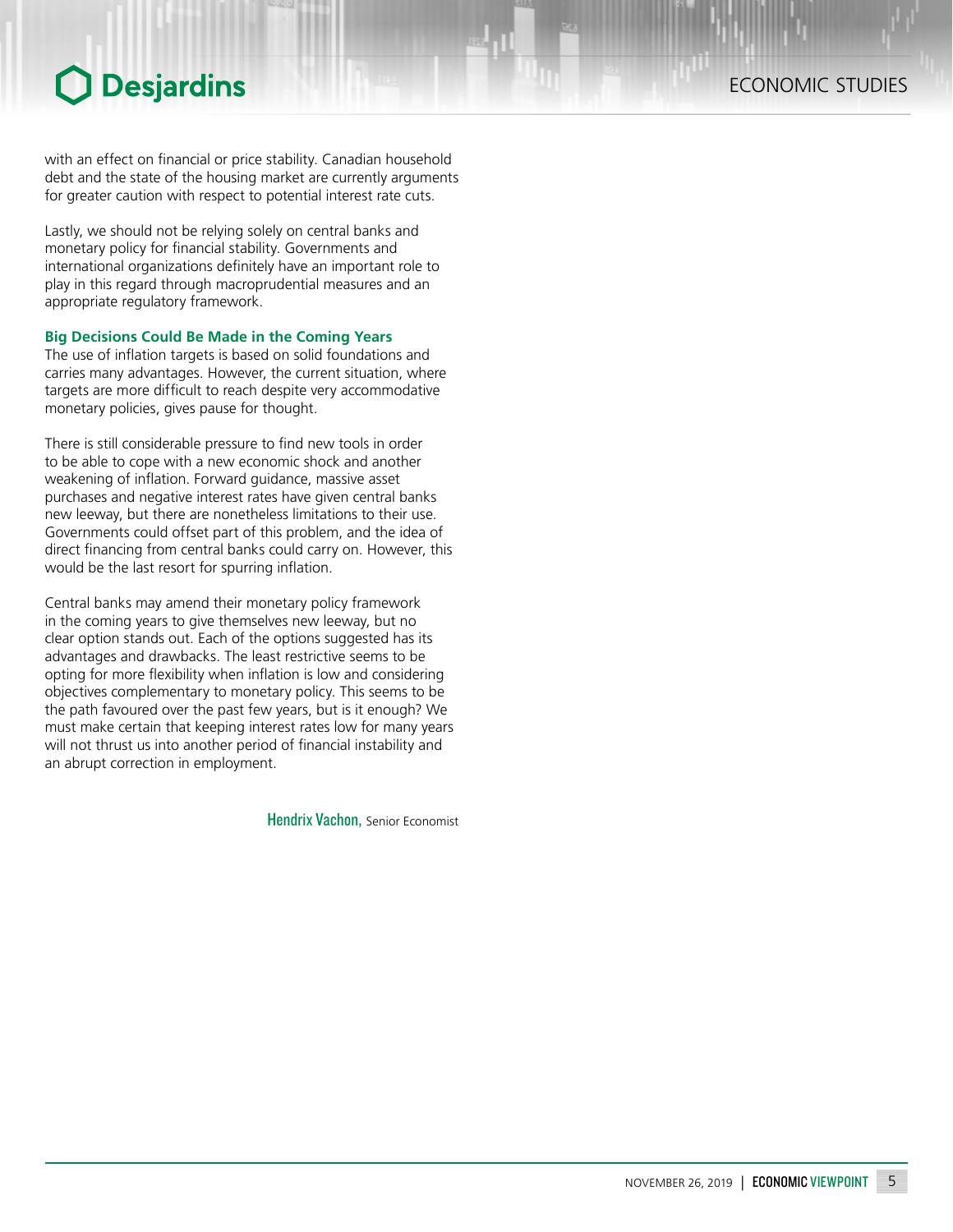with an effect on financial or price stability. Canadian household debt and the state of the housing market are currently arguments for greater caution with respect to potential interest rate cuts.

Lastly, we should not be relying solely on central banks and monetary policy for financial stability. Governments and international organizations definitely have an important role to play in this regard through macroprudential measures and an appropriate regulatory framework.

### Big Decisions Could Be Made in the Coming Years

The use of inflation targets is based on solid foundations and carries many advantages. However, the current situation, where targets are more difficult to reach despite very accommodative monetary policies, gives pause for thought.

There is still considerable pressure to find new tools in order to be able to cope with a new economic shock and another weakening of inflation. Forward guidance, massive asset purchases and negative interest rates have given central banks new leeway, but there are nonetheless limitations to their use. Governments could offset part of this problem, and the idea of direct financing from central banks could carry on. However, this would be the last resort for spurring inflation.

Central banks may amend their monetary policy framework in the coming years to give themselves new leeway, but no clear option stands out. Each of the options suggested has its advantages and drawbacks. The least restrictive seems to be opting for more flexibility when inflation is low and considering objectives complementary to monetary policy. This seems to be the path favoured over the past few years, but is it enough? We must make certain that keeping interest rates low for many years will not thrust us into another period of financial instability and an abrupt correction in employment.

**Hendrix Vachon,** Senior Economist